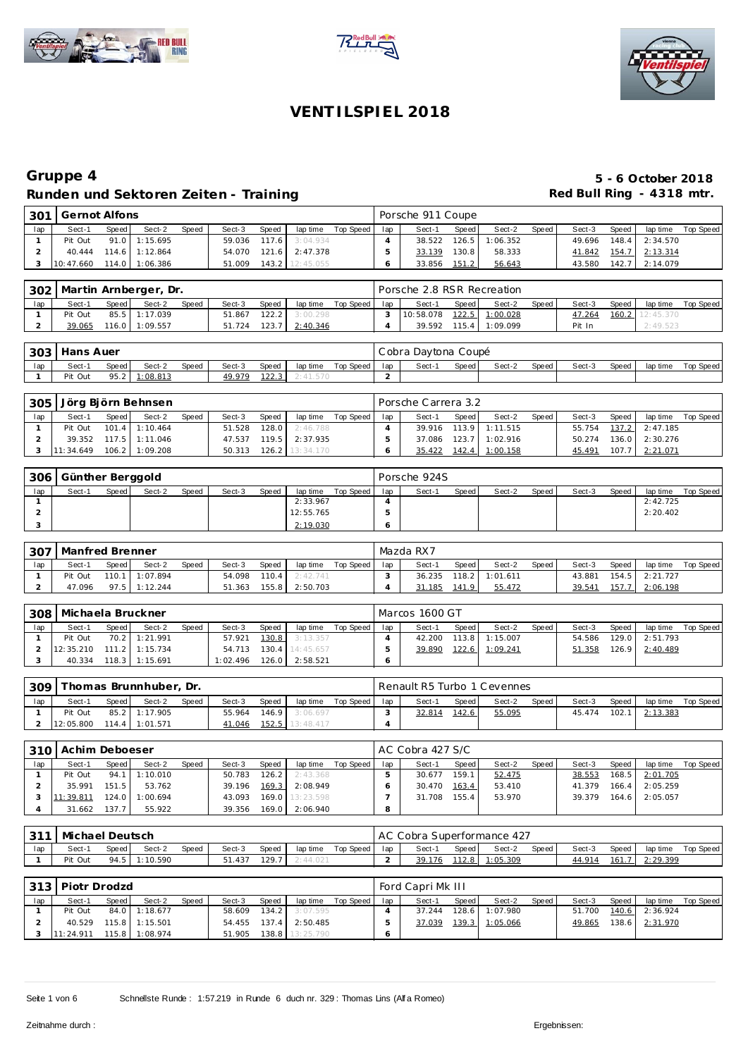# VENTILSPIEL 2018

## Gruppe 4

**5 - 6 October 2018**

### Runden und Sektoren Zeiten - Training

**Red Bull Ring - 4318 mtr.**

**301 | Gernot Alfons** — Porsche 911 Coupe

| lap | Sect-1 | Speed | Sect-2 | Speed | Sect-3 | Speed | lap time | Top Speed | lap | Sect-1 | Speed | Sect-2 | Speed | Sect-3 | Speed | lap time | Top Speed |
|---|---|---|---|---|---|---|---|---|---|---|---|---|---|---|---|---|---|
| 1 | Pit Out | 91.0 | 1:15.695 | | 59.036 | 117.6 | 3:04.934 | | 4 | 38.522 | 126.5 | 1:06.352 | | 49.696 | 148.4 | 2:34.570 | |
| 2 | 40.444 | 114.6 | 1:12.864 | | 54.070 | 121.6 | 2:47.378 | | 5 | 33.139 | 130.8 | 58.333 | | 41.842 | 154.7 | 2:13.314 | |
| 3 | 10:47.660 | 114.0 | 1:06.386 | | 51.009 | 143.2 | 12:45.055 | | 6 | 33.856 | 151.2 | 56.643 | | 43.580 | 142.7 | 2:14.079 | |

**302 | Martin Arnberger, Dr.** — Porsche 2.8 RSR Recreation

| lap | Sect-1 | Speed | Sect-2 | Speed | Sect-3 | Speed | lap time | Top Speed | lap | Sect-1 | Speed | Sect-2 | Speed | Sect-3 | Speed | lap time | Top Speed |
|---|---|---|---|---|---|---|---|---|---|---|---|---|---|---|---|---|---|
| 1 | Pit Out | 85.5 | 1:17.039 | | 51.867 | 122.2 | 3:00.298 | | 3 | 10:58.078 | 122.5 | 1:00.028 | | 47.264 | 160.2 | 12:45.370 | |
| 2 | 39.065 | 116.0 | 1:09.557 | | 51.724 | 123.7 | 2:40.346 | | 4 | 39.592 | 115.4 | 1:09.099 | | Pit In | | 2:49.523 | |

**303 | Hans Auer** — Cobra Daytona Coupé

| lap | Sect-1 | Speed | Sect-2 | Speed | Sect-3 | Speed | lap time | Top Speed | lap | Sect-1 | Speed | Sect-2 | Speed | Sect-3 | Speed | lap time | Top Speed |
|---|---|---|---|---|---|---|---|---|---|---|---|---|---|---|---|---|---|
| 1 | Pit Out | 95.2 | 1:08.813 | | 49.979 | 122.3 | 2:41.570 | | 2 | | | | | | | | |

**305 | Jörg Björn Behnsen** — Porsche Carrera 3.2

| lap | Sect-1 | Speed | Sect-2 | Speed | Sect-3 | Speed | lap time | Top Speed | lap | Sect-1 | Speed | Sect-2 | Speed | Sect-3 | Speed | lap time | Top Speed |
|---|---|---|---|---|---|---|---|---|---|---|---|---|---|---|---|---|---|
| 1 | Pit Out | 101.4 | 1:10.464 | | 51.528 | 128.0 | 2:46.788 | | 4 | 39.916 | 113.9 | 1:11.515 | | 55.754 | 137.2 | 2:47.185 | |
| 2 | 39.352 | 117.5 | 1:11.046 | | 47.537 | 119.5 | 2:37.935 | | 5 | 37.086 | 123.7 | 1:02.916 | | 50.274 | 136.0 | 2:30.276 | |
| 3 | 11:34.649 | 106.2 | 1:09.208 | | 50.313 | 126.2 | 13:34.170 | | 6 | 35.422 | 142.4 | 1:00.158 | | 45.491 | 107.7 | 2:21.071 | |

**306 | Günther Berggold** — Porsche 924S

| lap | Sect-1 | Speed | Sect-2 | Speed | Sect-3 | Speed | lap time | Top Speed | lap | Sect-1 | Speed | Sect-2 | Speed | Sect-3 | Speed | lap time | Top Speed |
|---|---|---|---|---|---|---|---|---|---|---|---|---|---|---|---|---|---|
| 1 | | | | | | | 2:33.967 | | 4 | | | | | | | 2:42.725 | |
| 2 | | | | | | | 12:55.765 | | 5 | | | | | | | 2:20.402 | |
| 3 | | | | | | | 2:19.030 | | 6 | | | | | | | | |

**307 | Manfred Brenner** — Mazda RX7

| lap | Sect-1 | Speed | Sect-2 | Speed | Sect-3 | Speed | lap time | Top Speed | lap | Sect-1 | Speed | Sect-2 | Speed | Sect-3 | Speed | lap time | Top Speed |
|---|---|---|---|---|---|---|---|---|---|---|---|---|---|---|---|---|---|
| 1 | Pit Out | 110.1 | 1:07.894 | | 54.098 | 110.4 | 2:42.741 | | 3 | 36.235 | 118.2 | 1:01.611 | | 43.881 | 154.5 | 2:21.727 | |
| 2 | 47.096 | 97.5 | 1:12.244 | | 51.363 | 155.8 | 2:50.703 | | 4 | 31.185 | 141.9 | 55.472 | | 39.541 | 157.7 | 2:06.198 | |

**308 | Michaela Bruckner** — Marcos 1600 GT

| lap | Sect-1 | Speed | Sect-2 | Speed | Sect-3 | Speed | lap time | Top Speed | lap | Sect-1 | Speed | Sect-2 | Speed | Sect-3 | Speed | lap time | Top Speed |
|---|---|---|---|---|---|---|---|---|---|---|---|---|---|---|---|---|---|
| 1 | Pit Out | 70.2 | 1:21.991 | | 57.921 | 130.8 | 3:13.357 | | 4 | 42.200 | 113.8 | 1:15.007 | | 54.586 | 129.0 | 2:51.793 | |
| 2 | 12:35.210 | 111.2 | 1:15.734 | | 54.713 | 130.4 | 14:45.657 | | 5 | 39.890 | 122.6 | 1:09.241 | | 51.358 | 126.9 | 2:40.489 | |
| 3 | 40.334 | 118.3 | 1:15.691 | | 1:02.496 | 126.0 | 2:58.521 | | 6 | | | | | | | | |

**309 | Thomas Brunnhuber, Dr.** — Renault R5 Turbo 1 Cevennes

| lap | Sect-1 | Speed | Sect-2 | Speed | Sect-3 | Speed | lap time | Top Speed | lap | Sect-1 | Speed | Sect-2 | Speed | Sect-3 | Speed | lap time | Top Speed |
|---|---|---|---|---|---|---|---|---|---|---|---|---|---|---|---|---|---|
| 1 | Pit Out | 85.2 | 1:17.905 | | 55.964 | 146.9 | 3:06.697 | | 3 | 32.814 | 142.6 | 55.095 | | 45.474 | 102.1 | 2:13.383 | |
| 2 | 12:05.800 | 114.4 | 1:01.571 | | 41.046 | 152.5 | 13:48.417 | | 4 | | | | | | | | |

**310 | Achim Deboeser** — AC Cobra 427 S/C

| lap | Sect-1 | Speed | Sect-2 | Speed | Sect-3 | Speed | lap time | Top Speed | lap | Sect-1 | Speed | Sect-2 | Speed | Sect-3 | Speed | lap time | Top Speed |
|---|---|---|---|---|---|---|---|---|---|---|---|---|---|---|---|---|---|
| 1 | Pit Out | 94.1 | 1:10.010 | | 50.783 | 126.2 | 2:43.368 | | 5 | 30.677 | 159.1 | 52.475 | | 38.553 | 168.5 | 2:01.705 | |
| 2 | 35.991 | 151.5 | 53.762 | | 39.196 | 169.3 | 2:08.949 | | 6 | 30.470 | 163.4 | 53.410 | | 41.379 | 166.4 | 2:05.259 | |
| 3 | 11:39.811 | 124.0 | 1:00.694 | | 43.093 | 169.0 | 13:23.598 | | 7 | 31.708 | 155.4 | 53.970 | | 39.379 | 164.6 | 2:05.057 | |
| 4 | 31.662 | 137.7 | 55.922 | | 39.356 | 169.0 | 2:06.940 | | 8 | | | | | | | | |

**311 | Michael Deutsch** — AC Cobra Superformance 427

| lap | Sect-1 | Speed | Sect-2 | Speed | Sect-3 | Speed | lap time | Top Speed | lap | Sect-1 | Speed | Sect-2 | Speed | Sect-3 | Speed | lap time | Top Speed |
|---|---|---|---|---|---|---|---|---|---|---|---|---|---|---|---|---|---|
| 1 | Pit Out | 94.5 | 1:10.590 | | 51.437 | 129.7 | 2:44.021 | | 2 | 39.176 | 112.8 | 1:05.309 | | 44.914 | 161.7 | 2:29.399 | |

**313 | Piotr Drodzd** — Ford Capri Mk III

| lap | Sect-1 | Speed | Sect-2 | Speed | Sect-3 | Speed | lap time | Top Speed | lap | Sect-1 | Speed | Sect-2 | Speed | Sect-3 | Speed | lap time | Top Speed |
|---|---|---|---|---|---|---|---|---|---|---|---|---|---|---|---|---|---|
| 1 | Pit Out | 84.0 | 1:18.677 | | 58.609 | 134.2 | 3:07.595 | | 4 | 37.244 | 128.6 | 1:07.980 | | 51.700 | 140.6 | 2:36.924 | |
| 2 | 40.529 | 115.8 | 1:15.501 | | 54.455 | 137.4 | 2:50.485 | | 5 | 37.039 | 139.3 | 1:05.066 | | 49.865 | 138.6 | 2:31.970 | |
| 3 | 11:24.911 | 115.8 | 1:08.974 | | 51.905 | 138.8 | 13:25.790 | | 6 | | | | | | | | |

Schnellste Runde : 1:57.219 in Runde 6 duch nr. 329 : Thomas Lins (Alfa Romeo)

Zeitnahme durch :

Ergebnissen: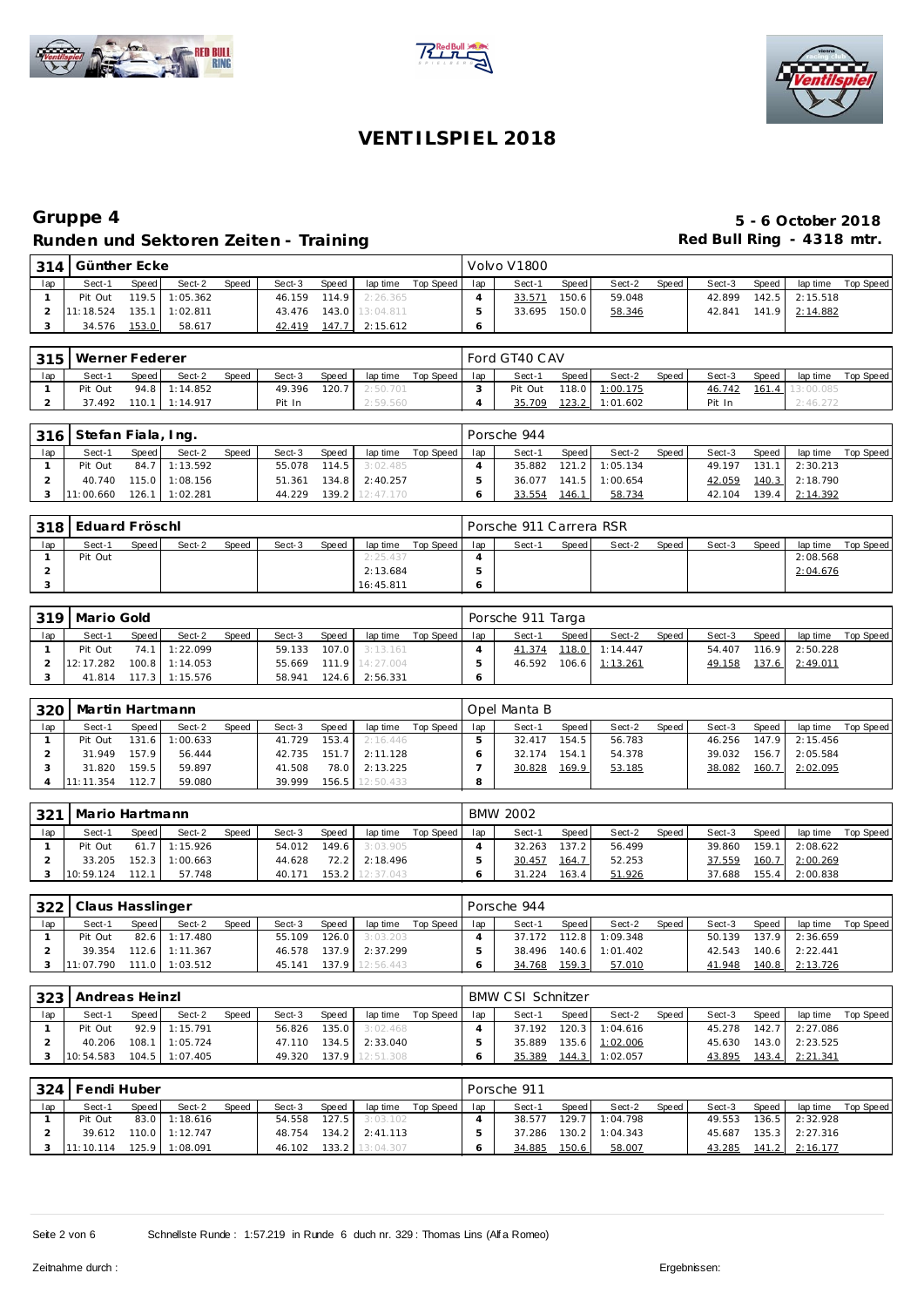# VENTILSPIEL 2018

## Gruppe 4

**Runden und Sektoren Zeiten - Training**

**5 - 6 October 2018**
**Red Bull Ring - 4318 mtr.**

### 314 Günther Ecke — Volvo V1800

| lap | Sect-1 | Speed | Sect-2 | Speed | Sect-3 | Speed | lap time | Top Speed | lap | Sect-1 | Speed | Sect-2 | Speed | Sect-3 | Speed | lap time | Top Speed |
|---|---|---|---|---|---|---|---|---|---|---|---|---|---|---|---|---|---|
| 1 | Pit Out | 119.5 | 1:05.362 | | 46.159 | 114.9 | 2:26.365 | | 4 | 33.571 | 150.6 | 59.048 | | 42.899 | 142.5 | 2:15.518 | |
| 2 | 11:18.524 | 135.1 | 1:02.811 | | 43.476 | 143.0 | 13:04.811 | | 5 | 33.695 | 150.0 | 58.346 | | 42.841 | 141.9 | 2:14.882 | |
| 3 | 34.576 | 153.0 | 58.617 | | 42.419 | 147.7 | 2:15.612 | | 6 | | | | | | | | |

### 315 Werner Federer — Ford GT40 CAV

| lap | Sect-1 | Speed | Sect-2 | Speed | Sect-3 | Speed | lap time | Top Speed | lap | Sect-1 | Speed | Sect-2 | Speed | Sect-3 | Speed | lap time | Top Speed |
|---|---|---|---|---|---|---|---|---|---|---|---|---|---|---|---|---|---|
| 1 | Pit Out | 94.8 | 1:14.852 | | 49.396 | 120.7 | 2:50.701 | | 3 | Pit Out | 118.0 | 1:00.175 | | 46.742 | 161.4 | 13:00.085 | |
| 2 | 37.492 | 110.1 | 1:14.917 | | Pit In | | 2:59.560 | | 4 | 35.709 | 123.2 | 1:01.602 | | Pit In | | 2:46.272 | |

### 316 Stefan Fiala, Ing. — Porsche 944

| lap | Sect-1 | Speed | Sect-2 | Speed | Sect-3 | Speed | lap time | Top Speed | lap | Sect-1 | Speed | Sect-2 | Speed | Sect-3 | Speed | lap time | Top Speed |
|---|---|---|---|---|---|---|---|---|---|---|---|---|---|---|---|---|---|
| 1 | Pit Out | 84.7 | 1:13.592 | | 55.078 | 114.5 | 3:02.485 | | 4 | 35.882 | 121.2 | 1:05.134 | | 49.197 | 131.1 | 2:30.213 | |
| 2 | 40.740 | 115.0 | 1:08.156 | | 51.361 | 134.8 | 2:40.257 | | 5 | 36.077 | 141.5 | 1:00.654 | | 42.059 | 140.3 | 2:18.790 | |
| 3 | 11:00.660 | 126.1 | 1:02.281 | | 44.229 | 139.2 | 12:47.170 | | 6 | 33.554 | 146.1 | 58.734 | | 42.104 | 139.4 | 2:14.392 | |

### 318 Eduard Fröschl — Porsche 911 Carrera RSR

| lap | Sect-1 | Speed | Sect-2 | Speed | Sect-3 | Speed | lap time | Top Speed | lap | Sect-1 | Speed | Sect-2 | Speed | Sect-3 | Speed | lap time | Top Speed |
|---|---|---|---|---|---|---|---|---|---|---|---|---|---|---|---|---|---|
| 1 | Pit Out | | | | | | 2:25.437 | | 4 | | | | | | | 2:08.568 | |
| 2 | | | | | | | 2:13.684 | | 5 | | | | | | | 2:04.676 | |
| 3 | | | | | | | 16:45.811 | | 6 | | | | | | | | |

### 319 Mario Gold — Porsche 911 Targa

| lap | Sect-1 | Speed | Sect-2 | Speed | Sect-3 | Speed | lap time | Top Speed | lap | Sect-1 | Speed | Sect-2 | Speed | Sect-3 | Speed | lap time | Top Speed |
|---|---|---|---|---|---|---|---|---|---|---|---|---|---|---|---|---|---|
| 1 | Pit Out | 74.1 | 1:22.099 | | 59.133 | 107.0 | 3:13.161 | | 4 | 41.374 | 118.0 | 1:14.447 | | 54.407 | 116.9 | 2:50.228 | |
| 2 | 12:17.282 | 100.8 | 1:14.053 | | 55.669 | 111.9 | 14:27.004 | | 5 | 46.592 | 106.6 | 1:13.261 | | 49.158 | 137.6 | 2:49.011 | |
| 3 | 41.814 | 117.3 | 1:15.576 | | 58.941 | 124.6 | 2:56.331 | | 6 | | | | | | | | |

### 320 Martin Hartmann — Opel Manta B

| lap | Sect-1 | Speed | Sect-2 | Speed | Sect-3 | Speed | lap time | Top Speed | lap | Sect-1 | Speed | Sect-2 | Speed | Sect-3 | Speed | lap time | Top Speed |
|---|---|---|---|---|---|---|---|---|---|---|---|---|---|---|---|---|---|
| 1 | Pit Out | 131.6 | 1:00.633 | | 41.729 | 153.4 | 2:16.446 | | 5 | 32.417 | 154.5 | 56.783 | | 46.256 | 147.9 | 2:15.456 | |
| 2 | 31.949 | 157.9 | 56.444 | | 42.735 | 151.7 | 2:11.128 | | 6 | 32.174 | 154.1 | 54.378 | | 39.032 | 156.7 | 2:05.584 | |
| 3 | 31.820 | 159.5 | 59.897 | | 41.508 | 78.0 | 2:13.225 | | 7 | 30.828 | 169.9 | 53.185 | | 38.082 | 160.7 | 2:02.095 | |
| 4 | 11:11.354 | 112.7 | 59.080 | | 39.999 | 156.5 | 12:50.433 | | 8 | | | | | | | | |

### 321 Mario Hartmann — BMW 2002

| lap | Sect-1 | Speed | Sect-2 | Speed | Sect-3 | Speed | lap time | Top Speed | lap | Sect-1 | Speed | Sect-2 | Speed | Sect-3 | Speed | lap time | Top Speed |
|---|---|---|---|---|---|---|---|---|---|---|---|---|---|---|---|---|---|
| 1 | Pit Out | 61.7 | 1:15.926 | | 54.012 | 149.6 | 3:03.905 | | 4 | 32.263 | 137.2 | 56.499 | | 39.860 | 159.1 | 2:08.622 | |
| 2 | 33.205 | 152.3 | 1:00.663 | | 44.628 | 72.2 | 2:18.496 | | 5 | 30.457 | 164.7 | 52.253 | | 37.559 | 160.7 | 2:00.269 | |
| 3 | 10:59.124 | 112.1 | 57.748 | | 40.171 | 153.2 | 12:37.043 | | 6 | 31.224 | 163.4 | 51.926 | | 37.688 | 155.4 | 2:00.838 | |

### 322 Claus Hasslinger — Porsche 944

| lap | Sect-1 | Speed | Sect-2 | Speed | Sect-3 | Speed | lap time | Top Speed | lap | Sect-1 | Speed | Sect-2 | Speed | Sect-3 | Speed | lap time | Top Speed |
|---|---|---|---|---|---|---|---|---|---|---|---|---|---|---|---|---|---|
| 1 | Pit Out | 82.6 | 1:17.480 | | 55.109 | 126.0 | 3:03.203 | | 4 | 37.172 | 112.8 | 1:09.348 | | 50.139 | 137.9 | 2:36.659 | |
| 2 | 39.354 | 112.6 | 1:11.367 | | 46.578 | 137.9 | 2:37.299 | | 5 | 38.496 | 140.6 | 1:01.402 | | 42.543 | 140.6 | 2:22.441 | |
| 3 | 11:07.790 | 111.0 | 1:03.512 | | 45.141 | 137.9 | 12:56.443 | | 6 | 34.768 | 159.3 | 57.010 | | 41.948 | 140.8 | 2:13.726 | |

### 323 Andreas Heinzl — BMW CSI Schnitzer

| lap | Sect-1 | Speed | Sect-2 | Speed | Sect-3 | Speed | lap time | Top Speed | lap | Sect-1 | Speed | Sect-2 | Speed | Sect-3 | Speed | lap time | Top Speed |
|---|---|---|---|---|---|---|---|---|---|---|---|---|---|---|---|---|---|
| 1 | Pit Out | 92.9 | 1:15.791 | | 56.826 | 135.0 | 3:02.468 | | 4 | 37.192 | 120.3 | 1:04.616 | | 45.278 | 142.7 | 2:27.086 | |
| 2 | 40.206 | 108.1 | 1:05.724 | | 47.110 | 134.5 | 2:33.040 | | 5 | 35.889 | 135.6 | 1:02.006 | | 45.630 | 143.0 | 2:23.525 | |
| 3 | 10:54.583 | 104.5 | 1:07.405 | | 49.320 | 137.9 | 12:51.308 | | 6 | 35.389 | 144.3 | 1:02.057 | | 43.895 | 143.4 | 2:21.341 | |

### 324 Fendi Huber — Porsche 911

| lap | Sect-1 | Speed | Sect-2 | Speed | Sect-3 | Speed | lap time | Top Speed | lap | Sect-1 | Speed | Sect-2 | Speed | Sect-3 | Speed | lap time | Top Speed |
|---|---|---|---|---|---|---|---|---|---|---|---|---|---|---|---|---|---|
| 1 | Pit Out | 83.0 | 1:18.616 | | 54.558 | 127.5 | 3:03.102 | | 4 | 38.577 | 129.7 | 1:04.798 | | 49.553 | 136.5 | 2:32.928 | |
| 2 | 39.612 | 110.0 | 1:12.747 | | 48.754 | 134.2 | 2:41.113 | | 5 | 37.286 | 130.2 | 1:04.343 | | 45.687 | 135.3 | 2:27.316 | |
| 3 | 11:10.114 | 125.9 | 1:08.091 | | 46.102 | 133.2 | 13:04.307 | | 6 | 34.885 | 150.6 | 58.007 | | 43.285 | 141.2 | 2:16.177 | |

Schnellste Runde : 1:57.219 in Runde 6 duch nr. 329 : Thomas Lins (Alfa Romeo)

Zeitnahme durch :

Ergebnissen: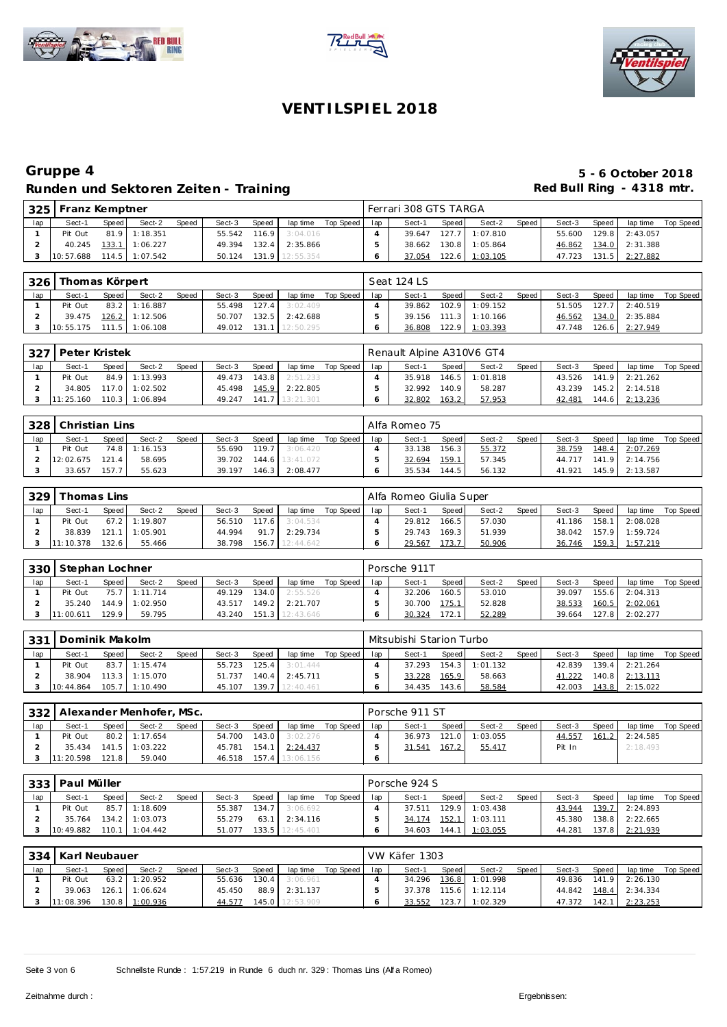# VENTILSPIEL 2018

## Gruppe 4

**Runden und Sektoren Zeiten - Training**

**5 - 6 October 2018**
**Red Bull Ring - 4318 mtr.**

### 325 Franz Kemptner — Ferrari 308 GTS TARGA

| lap | Sect-1 | Speed | Sect-2 | Speed | Sect-3 | Speed | lap time | Top Speed | lap | Sect-1 | Speed | Sect-2 | Speed | Sect-3 | Speed | lap time | Top Speed |
|---|---|---|---|---|---|---|---|---|---|---|---|---|---|---|---|---|---|
| 1 | Pit Out | 81.9 | 1:18.351 | | 55.542 | 116.9 | 3:04.016 | | 4 | 39.647 | 127.7 | 1:07.810 | | 55.600 | 129.8 | 2:43.057 | |
| 2 | 40.245 | 133.1 | 1:06.227 | | 49.394 | 132.4 | 2:35.866 | | 5 | 38.662 | 130.8 | 1:05.864 | | 46.862 | 134.0 | 2:31.388 | |
| 3 | 10:57.688 | 114.5 | 1:07.542 | | 50.124 | 131.9 | 12:55.354 | | 6 | 37.054 | 122.6 | 1:03.105 | | 47.723 | 131.5 | 2:27.882 | |

### 326 Thomas Körpert — Seat 124 LS

| lap | Sect-1 | Speed | Sect-2 | Speed | Sect-3 | Speed | lap time | Top Speed | lap | Sect-1 | Speed | Sect-2 | Speed | Sect-3 | Speed | lap time | Top Speed |
|---|---|---|---|---|---|---|---|---|---|---|---|---|---|---|---|---|---|
| 1 | Pit Out | 83.2 | 1:16.887 | | 55.498 | 127.4 | 3:02.409 | | 4 | 39.862 | 102.9 | 1:09.152 | | 51.505 | 127.7 | 2:40.519 | |
| 2 | 39.475 | 126.2 | 1:12.506 | | 50.707 | 132.5 | 2:42.688 | | 5 | 39.156 | 111.3 | 1:10.166 | | 46.562 | 134.0 | 2:35.884 | |
| 3 | 10:55.175 | 111.5 | 1:06.108 | | 49.012 | 131.1 | 12:50.295 | | 6 | 36.808 | 122.9 | 1:03.393 | | 47.748 | 126.6 | 2:27.949 | |

### 327 Peter Kristek — Renault Alpine A310V6 GT4

| lap | Sect-1 | Speed | Sect-2 | Speed | Sect-3 | Speed | lap time | Top Speed | lap | Sect-1 | Speed | Sect-2 | Speed | Sect-3 | Speed | lap time | Top Speed |
|---|---|---|---|---|---|---|---|---|---|---|---|---|---|---|---|---|---|
| 1 | Pit Out | 84.9 | 1:13.993 | | 49.473 | 143.8 | 2:51.233 | | 4 | 35.918 | 146.5 | 1:01.818 | | 43.526 | 141.9 | 2:21.262 | |
| 2 | 34.805 | 117.0 | 1:02.502 | | 45.498 | 145.9 | 2:22.805 | | 5 | 32.992 | 140.9 | 58.287 | | 43.239 | 145.2 | 2:14.518 | |
| 3 | 11:25.160 | 110.3 | 1:06.894 | | 49.247 | 141.7 | 13:21.301 | | 6 | 32.802 | 163.2 | 57.953 | | 42.481 | 144.6 | 2:13.236 | |

### 328 Christian Lins — Alfa Romeo 75

| lap | Sect-1 | Speed | Sect-2 | Speed | Sect-3 | Speed | lap time | Top Speed | lap | Sect-1 | Speed | Sect-2 | Speed | Sect-3 | Speed | lap time | Top Speed |
|---|---|---|---|---|---|---|---|---|---|---|---|---|---|---|---|---|---|
| 1 | Pit Out | 74.8 | 1:16.153 | | 55.690 | 119.7 | 3:06.420 | | 4 | 33.138 | 156.3 | 55.372 | | 38.759 | 148.4 | 2:07.269 | |
| 2 | 12:02.675 | 121.4 | 58.695 | | 39.702 | 144.6 | 13:41.072 | | 5 | 32.694 | 159.1 | 57.345 | | 44.717 | 141.9 | 2:14.756 | |
| 3 | 33.657 | 157.7 | 55.623 | | 39.197 | 146.3 | 2:08.477 | | 6 | 35.534 | 144.5 | 56.132 | | 41.921 | 145.9 | 2:13.587 | |

### 329 Thomas Lins — Alfa Romeo Giulia Super

| lap | Sect-1 | Speed | Sect-2 | Speed | Sect-3 | Speed | lap time | Top Speed | lap | Sect-1 | Speed | Sect-2 | Speed | Sect-3 | Speed | lap time | Top Speed |
|---|---|---|---|---|---|---|---|---|---|---|---|---|---|---|---|---|---|
| 1 | Pit Out | 67.2 | 1:19.807 | | 56.510 | 117.6 | 3:04.534 | | 4 | 29.812 | 166.5 | 57.030 | | 41.186 | 158.1 | 2:08.028 | |
| 2 | 38.839 | 121.1 | 1:05.901 | | 44.994 | 91.7 | 2:29.734 | | 5 | 29.743 | 169.3 | 51.939 | | 38.042 | 157.9 | 1:59.724 | |
| 3 | 11:10.378 | 132.6 | 55.466 | | 38.798 | 156.7 | 12:44.642 | | 6 | 29.567 | 173.7 | 50.906 | | 36.746 | 159.3 | 1:57.219 | |

### 330 Stephan Lochner — Porsche 911T

| lap | Sect-1 | Speed | Sect-2 | Speed | Sect-3 | Speed | lap time | Top Speed | lap | Sect-1 | Speed | Sect-2 | Speed | Sect-3 | Speed | lap time | Top Speed |
|---|---|---|---|---|---|---|---|---|---|---|---|---|---|---|---|---|---|
| 1 | Pit Out | 75.7 | 1:11.714 | | 49.129 | 134.0 | 2:55.526 | | 4 | 32.206 | 160.5 | 53.010 | | 39.097 | 155.6 | 2:04.313 | |
| 2 | 35.240 | 144.9 | 1:02.950 | | 43.517 | 149.2 | 2:21.707 | | 5 | 30.700 | 175.1 | 52.828 | | 38.533 | 160.5 | 2:02.061 | |
| 3 | 11:00.611 | 129.9 | 59.795 | | 43.240 | 151.3 | 12:43.646 | | 6 | 30.324 | 172.1 | 52.289 | | 39.664 | 127.8 | 2:02.277 | |

### 331 Dominik Makolm — Mitsubishi Starion Turbo

| lap | Sect-1 | Speed | Sect-2 | Speed | Sect-3 | Speed | lap time | Top Speed | lap | Sect-1 | Speed | Sect-2 | Speed | Sect-3 | Speed | lap time | Top Speed |
|---|---|---|---|---|---|---|---|---|---|---|---|---|---|---|---|---|---|
| 1 | Pit Out | 83.7 | 1:15.474 | | 55.723 | 125.4 | 3:01.444 | | 4 | 37.293 | 154.3 | 1:01.132 | | 42.839 | 139.4 | 2:21.264 | |
| 2 | 38.904 | 113.3 | 1:15.070 | | 51.737 | 140.4 | 2:45.711 | | 5 | 33.228 | 165.9 | 58.663 | | 41.222 | 140.8 | 2:13.113 | |
| 3 | 10:44.864 | 105.7 | 1:10.490 | | 45.107 | 139.7 | 12:40.461 | | 6 | 34.435 | 143.6 | 58.584 | | 42.003 | 143.8 | 2:15.022 | |

### 332 Alexander Menhofer, MSc. — Porsche 911 ST

| lap | Sect-1 | Speed | Sect-2 | Speed | Sect-3 | Speed | lap time | Top Speed | lap | Sect-1 | Speed | Sect-2 | Speed | Sect-3 | Speed | lap time | Top Speed |
|---|---|---|---|---|---|---|---|---|---|---|---|---|---|---|---|---|---|
| 1 | Pit Out | 80.2 | 1:17.654 | | 54.700 | 143.0 | 3:02.276 | | 4 | 36.973 | 121.0 | 1:03.055 | | 44.557 | 161.2 | 2:24.585 | |
| 2 | 35.434 | 141.5 | 1:03.222 | | 45.781 | 154.1 | 2:24.437 | | 5 | 31.541 | 167.2 | 55.417 | | Pit In | | 2:18.493 | |
| 3 | 11:20.598 | 121.8 | 59.040 | | 46.518 | 157.4 | 13:06.156 | | 6 | | | | | | | | |

### 333 Paul Müller — Porsche 924 S

| lap | Sect-1 | Speed | Sect-2 | Speed | Sect-3 | Speed | lap time | Top Speed | lap | Sect-1 | Speed | Sect-2 | Speed | Sect-3 | Speed | lap time | Top Speed |
|---|---|---|---|---|---|---|---|---|---|---|---|---|---|---|---|---|---|
| 1 | Pit Out | 85.7 | 1:18.609 | | 55.387 | 134.7 | 3:06.692 | | 4 | 37.511 | 129.9 | 1:03.438 | | 43.944 | 139.7 | 2:24.893 | |
| 2 | 35.764 | 134.2 | 1:03.073 | | 55.279 | 63.1 | 2:34.116 | | 5 | 34.174 | 152.1 | 1:03.111 | | 45.380 | 138.8 | 2:22.665 | |
| 3 | 10:49.882 | 110.1 | 1:04.442 | | 51.077 | 133.5 | 12:45.401 | | 6 | 34.603 | 144.1 | 1:03.055 | | 44.281 | 137.8 | 2:21.939 | |

### 334 Karl Neubauer — VW Käfer 1303

| lap | Sect-1 | Speed | Sect-2 | Speed | Sect-3 | Speed | lap time | Top Speed | lap | Sect-1 | Speed | Sect-2 | Speed | Sect-3 | Speed | lap time | Top Speed |
|---|---|---|---|---|---|---|---|---|---|---|---|---|---|---|---|---|---|
| 1 | Pit Out | 63.2 | 1:20.952 | | 55.636 | 130.4 | 3:06.961 | | 4 | 34.296 | 136.8 | 1:01.998 | | 49.836 | 141.9 | 2:26.130 | |
| 2 | 39.063 | 126.1 | 1:06.624 | | 45.450 | 88.9 | 2:31.137 | | 5 | 37.378 | 115.6 | 1:12.114 | | 44.842 | 148.4 | 2:34.334 | |
| 3 | 11:08.396 | 130.8 | 1:00.936 | | 44.577 | 145.0 | 12:53.909 | | 6 | 33.552 | 123.7 | 1:02.329 | | 47.372 | 142.1 | 2:23.253 | |

Schnellste Runde : 1:57.219 in Runde 6 duch nr. 329 : Thomas Lins (Alfa Romeo)

Zeitnahme durch :

Ergebnissen: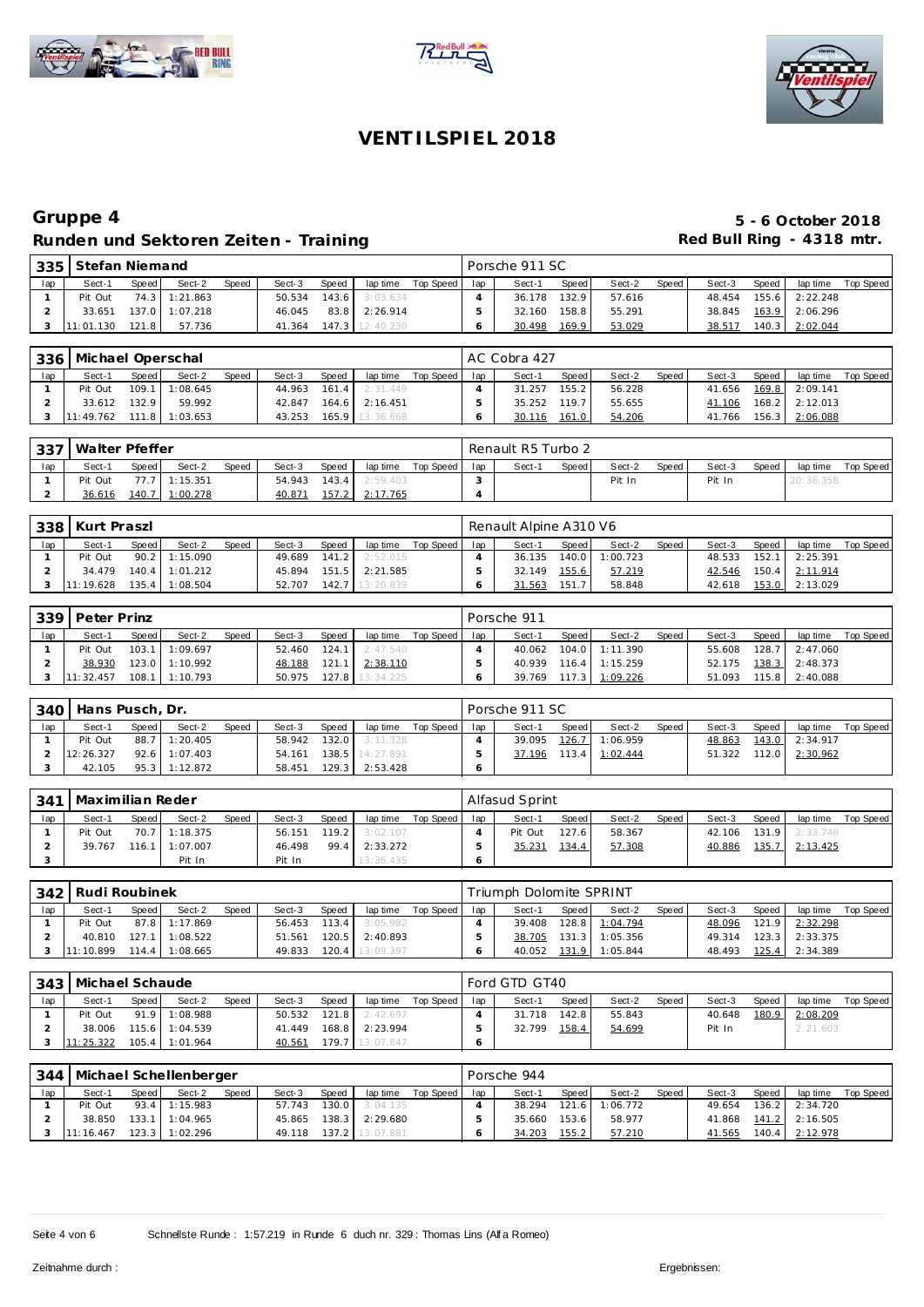# VENTILSPIEL 2018

## Gruppe 4

**Runden und Sektoren Zeiten - Training**

**5 - 6 October 2018**

**Red Bull Ring - 4318 mtr.**

| 335 | Stefan Niemand | | | | | | | | Porsche 911 SC | | | | | | | | |
|---|---|---|---|---|---|---|---|---|---|---|---|---|---|---|---|---|---|
| lap | Sect-1 | Speed | Sect-2 | Speed | Sect-3 | Speed | lap time | Top Speed | lap | Sect-1 | Speed | Sect-2 | Speed | Sect-3 | Speed | lap time | Top Speed |
| 1 | Pit Out | 74.3 | 1:21.863 | | 50.534 | 143.6 | 3:03.634 | | 4 | 36.178 | 132.9 | 57.616 | | 48.454 | 155.6 | 2:22.248 | |
| 2 | 33.651 | 137.0 | 1:07.218 | | 46.045 | 83.8 | 2:26.914 | | 5 | 32.160 | 158.8 | 55.291 | | 38.845 | 163.9 | 2:06.296 | |
| 3 | 11:01.130 | 121.8 | 57.736 | | 41.364 | 147.3 | 12:40.230 | | 6 | 30.498 | 169.9 | 53.029 | | 38.517 | 140.3 | 2:02.044 | |

| 336 | Michael Operschal | | | | | | | | AC Cobra 427 | | | | | | | | |
|---|---|---|---|---|---|---|---|---|---|---|---|---|---|---|---|---|---|
| lap | Sect-1 | Speed | Sect-2 | Speed | Sect-3 | Speed | lap time | Top Speed | lap | Sect-1 | Speed | Sect-2 | Speed | Sect-3 | Speed | lap time | Top Speed |
| 1 | Pit Out | 109.1 | 1:08.645 | | 44.963 | 161.4 | 2:31.449 | | 4 | 31.257 | 155.2 | 56.228 | | 41.656 | 169.8 | 2:09.141 | |
| 2 | 33.612 | 132.9 | 59.992 | | 42.847 | 164.6 | 2:16.451 | | 5 | 35.252 | 119.7 | 55.655 | | 41.106 | 168.2 | 2:12.013 | |
| 3 | 11:49.762 | 111.8 | 1:03.653 | | 43.253 | 165.9 | 13:36.668 | | 6 | 30.116 | 161.0 | 54.206 | | 41.766 | 156.3 | 2:06.088 | |

| 337 | Walter Pfeffer | | | | | | | | Renault R5 Turbo 2 | | | | | | | | |
|---|---|---|---|---|---|---|---|---|---|---|---|---|---|---|---|---|---|
| lap | Sect-1 | Speed | Sect-2 | Speed | Sect-3 | Speed | lap time | Top Speed | lap | Sect-1 | Speed | Sect-2 | Speed | Sect-3 | Speed | lap time | Top Speed |
| 1 | Pit Out | 77.7 | 1:15.351 | | 54.943 | 143.4 | 2:59.403 | | 3 | | | Pit In | | Pit In | | 20:36.358 | |
| 2 | 36.616 | 140.7 | 1:00.278 | | 40.871 | 157.2 | 2:17.765 | | 4 | | | | | | | | |

| 338 | Kurt Praszl | | | | | | | | Renault Alpine A310 V6 | | | | | | | | |
|---|---|---|---|---|---|---|---|---|---|---|---|---|---|---|---|---|---|
| lap | Sect-1 | Speed | Sect-2 | Speed | Sect-3 | Speed | lap time | Top Speed | lap | Sect-1 | Speed | Sect-2 | Speed | Sect-3 | Speed | lap time | Top Speed |
| 1 | Pit Out | 90.2 | 1:15.090 | | 49.689 | 141.2 | 2:52.015 | | 4 | 36.135 | 140.0 | 1:00.723 | | 48.533 | 152.1 | 2:25.391 | |
| 2 | 34.479 | 140.4 | 1:01.212 | | 45.894 | 151.5 | 2:21.585 | | 5 | 32.149 | 155.6 | 57.219 | | 42.546 | 150.4 | 2:11.914 | |
| 3 | 11:19.628 | 135.4 | 1:08.504 | | 52.707 | 142.7 | 13:20.839 | | 6 | 31.563 | 151.7 | 58.848 | | 42.618 | 153.0 | 2:13.029 | |

| 339 | Peter Prinz | | | | | | | | Porsche 911 | | | | | | | | |
|---|---|---|---|---|---|---|---|---|---|---|---|---|---|---|---|---|---|
| lap | Sect-1 | Speed | Sect-2 | Speed | Sect-3 | Speed | lap time | Top Speed | lap | Sect-1 | Speed | Sect-2 | Speed | Sect-3 | Speed | lap time | Top Speed |
| 1 | Pit Out | 103.1 | 1:09.697 | | 52.460 | 124.1 | 2:47.540 | | 4 | 40.062 | 104.0 | 1:11.390 | | 55.608 | 128.7 | 2:47.060 | |
| 2 | 38.930 | 123.0 | 1:10.992 | | 48.188 | 121.1 | 2:38.110 | | 5 | 40.939 | 116.4 | 1:15.259 | | 52.175 | 138.3 | 2:48.373 | |
| 3 | 11:32.457 | 108.1 | 1:10.793 | | 50.975 | 127.8 | 13:34.225 | | 6 | 39.769 | 117.3 | 1:09.226 | | 51.093 | 115.8 | 2:40.088 | |

| 340 | Hans Pusch, Dr. | | | | | | | | Porsche 911 SC | | | | | | | | |
|---|---|---|---|---|---|---|---|---|---|---|---|---|---|---|---|---|---|
| lap | Sect-1 | Speed | Sect-2 | Speed | Sect-3 | Speed | lap time | Top Speed | lap | Sect-1 | Speed | Sect-2 | Speed | Sect-3 | Speed | lap time | Top Speed |
| 1 | Pit Out | 88.7 | 1:20.405 | | 58.942 | 132.0 | 3:11.328 | | 4 | 39.095 | 126.7 | 1:06.959 | | 48.863 | 143.0 | 2:34.917 | |
| 2 | 12:26.327 | 92.6 | 1:07.403 | | 54.161 | 138.5 | 14:27.891 | | 5 | 37.196 | 113.4 | 1:02.444 | | 51.322 | 112.0 | 2:30.962 | |
| 3 | 42.105 | 95.3 | 1:12.872 | | 58.451 | 129.3 | 2:53.428 | | 6 | | | | | | | | |

| 341 | Maximilian Reder | | | | | | | | Alfasud Sprint | | | | | | | | |
|---|---|---|---|---|---|---|---|---|---|---|---|---|---|---|---|---|---|
| lap | Sect-1 | Speed | Sect-2 | Speed | Sect-3 | Speed | lap time | Top Speed | lap | Sect-1 | Speed | Sect-2 | Speed | Sect-3 | Speed | lap time | Top Speed |
| 1 | Pit Out | 70.7 | 1:18.375 | | 56.151 | 119.2 | 3:02.107 | | 4 | Pit Out | 127.6 | 58.367 | | 42.106 | 131.9 | 2:33.748 | |
| 2 | 39.767 | 116.1 | 1:07.007 | | 46.498 | 99.4 | 2:33.272 | | 5 | 35.231 | 134.4 | 57.308 | | 40.886 | 135.7 | 2:13.425 | |
| 3 | | | Pit In | | Pit In | | 13:36.435 | | 6 | | | | | | | | |

| 342 | Rudi Roubinek | | | | | | | | Triumph Dolomite SPRINT | | | | | | | | |
|---|---|---|---|---|---|---|---|---|---|---|---|---|---|---|---|---|---|
| lap | Sect-1 | Speed | Sect-2 | Speed | Sect-3 | Speed | lap time | Top Speed | lap | Sect-1 | Speed | Sect-2 | Speed | Sect-3 | Speed | lap time | Top Speed |
| 1 | Pit Out | 87.8 | 1:17.869 | | 56.453 | 113.4 | 3:05.982 | | 4 | 39.408 | 128.8 | 1:04.794 | | 48.096 | 121.9 | 2:32.298 | |
| 2 | 40.810 | 127.1 | 1:08.522 | | 51.561 | 120.5 | 2:40.893 | | 5 | 38.705 | 131.3 | 1:05.356 | | 49.314 | 123.3 | 2:33.375 | |
| 3 | 11:10.899 | 114.4 | 1:08.665 | | 49.833 | 120.4 | 13:09.397 | | 6 | 40.052 | 131.9 | 1:05.844 | | 48.493 | 125.4 | 2:34.389 | |

| 343 | Michael Schaude | | | | | | | | Ford GTD GT40 | | | | | | | | |
|---|---|---|---|---|---|---|---|---|---|---|---|---|---|---|---|---|---|
| lap | Sect-1 | Speed | Sect-2 | Speed | Sect-3 | Speed | lap time | Top Speed | lap | Sect-1 | Speed | Sect-2 | Speed | Sect-3 | Speed | lap time | Top Speed |
| 1 | Pit Out | 91.9 | 1:08.988 | | 50.532 | 121.8 | 2:42.697 | | 4 | 31.718 | 142.8 | 55.843 | | 40.648 | 180.9 | 2:08.209 | |
| 2 | 38.006 | 115.6 | 1:04.539 | | 41.449 | 168.8 | 2:23.994 | | 5 | 32.799 | 158.4 | 54.699 | | Pit In | | 2:21.603 | |
| 3 | 11:25.322 | 105.4 | 1:01.964 | | 40.561 | 179.7 | 13:07.847 | | 6 | | | | | | | | |

| 344 | Michael Schellenberger | | | | | | | | Porsche 944 | | | | | | | | |
|---|---|---|---|---|---|---|---|---|---|---|---|---|---|---|---|---|---|
| lap | Sect-1 | Speed | Sect-2 | Speed | Sect-3 | Speed | lap time | Top Speed | lap | Sect-1 | Speed | Sect-2 | Speed | Sect-3 | Speed | lap time | Top Speed |
| 1 | Pit Out | 93.4 | 1:15.983 | | 57.743 | 130.0 | 3:04.135 | | 4 | 38.294 | 121.6 | 1:06.772 | | 49.654 | 136.2 | 2:34.720 | |
| 2 | 38.850 | 133.1 | 1:04.965 | | 45.865 | 138.3 | 2:29.680 | | 5 | 35.660 | 153.6 | 58.977 | | 41.868 | 141.2 | 2:16.505 | |
| 3 | 11:16.467 | 123.3 | 1:02.296 | | 49.118 | 137.2 | 13:07.881 | | 6 | 34.203 | 155.2 | 57.210 | | 41.565 | 140.4 | 2:12.978 | |

Schnellste Runde : 1:57.219 in Runde 6 duch nr. 329 : Thomas Lins (Alfa Romeo)

Zeitnahme durch :

Ergebnissen: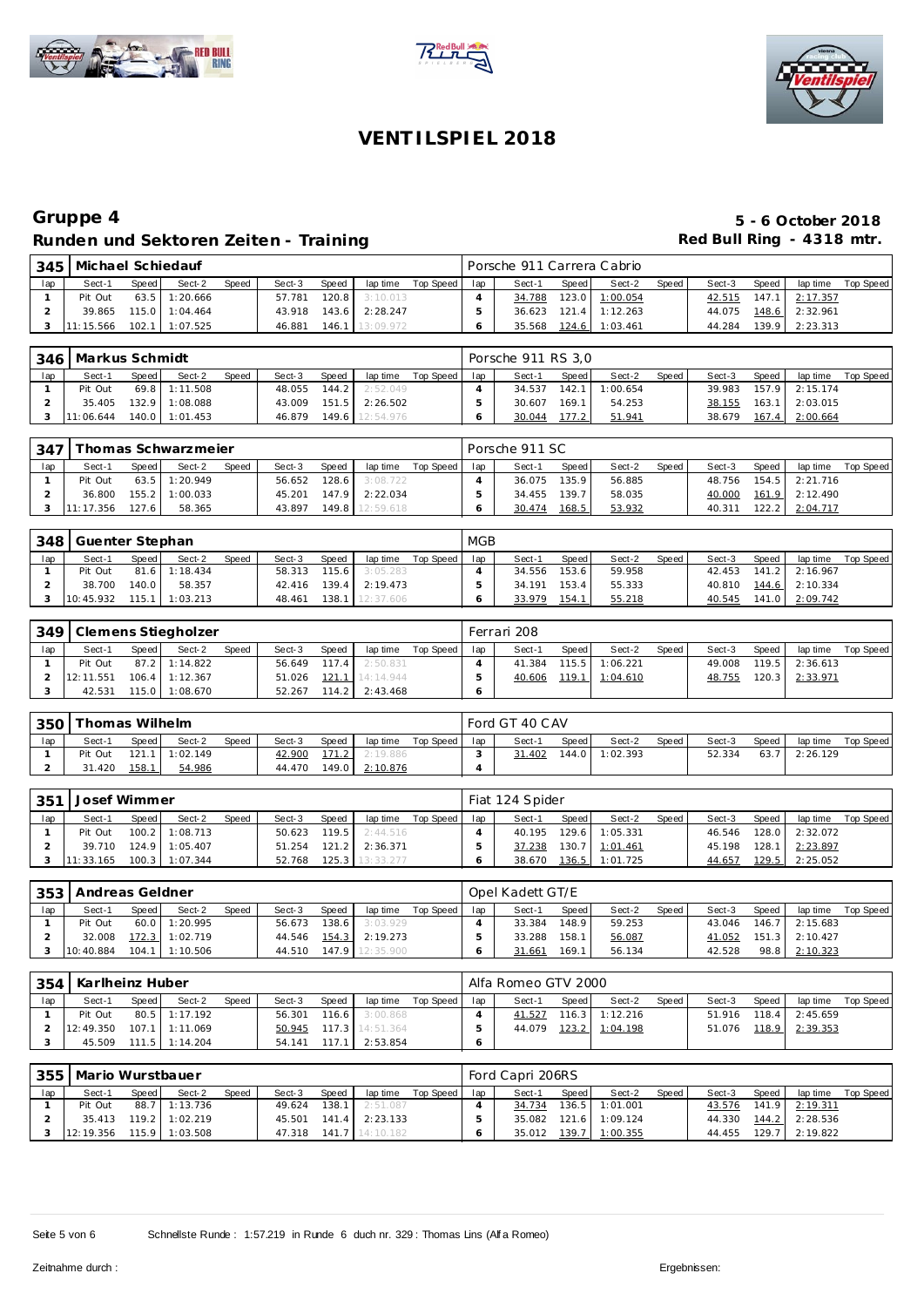# VENTILSPIEL 2018

## Gruppe 4

**5 - 6 October 2018**

## Runden und Sektoren Zeiten - Training

**Red Bull Ring - 4318 mtr.**

| 345 | Michael Schiedauf | | | | | | | | Porsche 911 Carrera Cabrio | | | | | | | | |
|---|---|---|---|---|---|---|---|---|---|---|---|---|---|---|---|---|---|
| lap | Sect-1 | Speed | Sect-2 | Speed | Sect-3 | Speed | lap time | Top Speed | lap | Sect-1 | Speed | Sect-2 | Speed | Sect-3 | Speed | lap time | Top Speed |
| 1 | Pit Out | 63.5 | 1:20.666 | | 57.781 | 120.8 | 3:10.013 | | 4 | 34.788 | 123.0 | 1:00.054 | | 42.515 | 147.1 | 2:17.357 | |
| 2 | 39.865 | 115.0 | 1:04.464 | | 43.918 | 143.6 | 2:28.247 | | 5 | 36.623 | 121.4 | 1:12.263 | | 44.075 | 148.6 | 2:32.961 | |
| 3 | 11:15.566 | 102.1 | 1:07.525 | | 46.881 | 146.1 | 13:09.972 | | 6 | 35.568 | 124.6 | 1:03.461 | | 44.284 | 139.9 | 2:23.313 | |

| 346 | Markus Schmidt | | | | | | | | Porsche 911 RS 3,0 | | | | | | | | |
|---|---|---|---|---|---|---|---|---|---|---|---|---|---|---|---|---|---|
| lap | Sect-1 | Speed | Sect-2 | Speed | Sect-3 | Speed | lap time | Top Speed | lap | Sect-1 | Speed | Sect-2 | Speed | Sect-3 | Speed | lap time | Top Speed |
| 1 | Pit Out | 69.8 | 1:11.508 | | 48.055 | 144.2 | 2:52.049 | | 4 | 34.537 | 142.1 | 1:00.654 | | 39.983 | 157.9 | 2:15.174 | |
| 2 | 35.405 | 132.9 | 1:08.088 | | 43.009 | 151.5 | 2:26.502 | | 5 | 30.607 | 169.1 | 54.253 | | 38.155 | 163.1 | 2:03.015 | |
| 3 | 11:06.644 | 140.0 | 1:01.453 | | 46.879 | 149.6 | 12:54.976 | | 6 | 30.044 | 177.2 | 51.941 | | 38.679 | 167.4 | 2:00.664 | |

| 347 | Thomas Schwarzmeier | | | | | | | | Porsche 911 SC | | | | | | | | |
|---|---|---|---|---|---|---|---|---|---|---|---|---|---|---|---|---|---|
| lap | Sect-1 | Speed | Sect-2 | Speed | Sect-3 | Speed | lap time | Top Speed | lap | Sect-1 | Speed | Sect-2 | Speed | Sect-3 | Speed | lap time | Top Speed |
| 1 | Pit Out | 63.5 | 1:20.949 | | 56.652 | 128.6 | 3:08.722 | | 4 | 36.075 | 135.9 | 56.885 | | 48.756 | 154.5 | 2:21.716 | |
| 2 | 36.800 | 155.2 | 1:00.033 | | 45.201 | 147.9 | 2:22.034 | | 5 | 34.455 | 139.7 | 58.035 | | 40.000 | 161.9 | 2:12.490 | |
| 3 | 11:17.356 | 127.6 | 58.365 | | 43.897 | 149.8 | 12:59.618 | | 6 | 30.474 | 168.5 | 53.932 | | 40.311 | 122.2 | 2:04.717 | |

| 348 | Guenter Stephan | | | | | | | | MGB | | | | | | | | |
|---|---|---|---|---|---|---|---|---|---|---|---|---|---|---|---|---|---|
| lap | Sect-1 | Speed | Sect-2 | Speed | Sect-3 | Speed | lap time | Top Speed | lap | Sect-1 | Speed | Sect-2 | Speed | Sect-3 | Speed | lap time | Top Speed |
| 1 | Pit Out | 81.6 | 1:18.434 | | 58.313 | 115.6 | 3:05.283 | | 4 | 34.556 | 153.6 | 59.958 | | 42.453 | 141.2 | 2:16.967 | |
| 2 | 38.700 | 140.0 | 58.357 | | 42.416 | 139.4 | 2:19.473 | | 5 | 34.191 | 153.4 | 55.333 | | 40.810 | 144.6 | 2:10.334 | |
| 3 | 10:45.932 | 115.1 | 1:03.213 | | 48.461 | 138.1 | 12:37.606 | | 6 | 33.979 | 154.1 | 55.218 | | 40.545 | 141.0 | 2:09.742 | |

| 349 | Clemens Stiegholzer | | | | | | | | Ferrari 208 | | | | | | | | |
|---|---|---|---|---|---|---|---|---|---|---|---|---|---|---|---|---|---|
| lap | Sect-1 | Speed | Sect-2 | Speed | Sect-3 | Speed | lap time | Top Speed | lap | Sect-1 | Speed | Sect-2 | Speed | Sect-3 | Speed | lap time | Top Speed |
| 1 | Pit Out | 87.2 | 1:14.822 | | 56.649 | 117.4 | 2:50.831 | | 4 | 41.384 | 115.5 | 1:06.221 | | 49.008 | 119.5 | 2:36.613 | |
| 2 | 12:11.551 | 106.4 | 1:12.367 | | 51.026 | 121.1 | 14:14.944 | | 5 | 40.606 | 119.1 | 1:04.610 | | 48.755 | 120.3 | 2:33.971 | |
| 3 | 42.531 | 115.0 | 1:08.670 | | 52.267 | 114.2 | 2:43.468 | | 6 | | | | | | | | |

| 350 | Thomas Wilhelm | | | | | | | | Ford GT 40 CAV | | | | | | | | |
|---|---|---|---|---|---|---|---|---|---|---|---|---|---|---|---|---|---|
| lap | Sect-1 | Speed | Sect-2 | Speed | Sect-3 | Speed | lap time | Top Speed | lap | Sect-1 | Speed | Sect-2 | Speed | Sect-3 | Speed | lap time | Top Speed |
| 1 | Pit Out | 121.1 | 1:02.149 | | 42.900 | 171.2 | 2:19.886 | | 3 | 31.402 | 144.0 | 1:02.393 | | 52.334 | 63.7 | 2:26.129 | |
| 2 | 31.420 | 158.1 | 54.986 | | 44.470 | 149.0 | 2:10.876 | | 4 | | | | | | | | |

| 351 | Josef Wimmer | | | | | | | | Fiat 124 Spider | | | | | | | | |
|---|---|---|---|---|---|---|---|---|---|---|---|---|---|---|---|---|---|
| lap | Sect-1 | Speed | Sect-2 | Speed | Sect-3 | Speed | lap time | Top Speed | lap | Sect-1 | Speed | Sect-2 | Speed | Sect-3 | Speed | lap time | Top Speed |
| 1 | Pit Out | 100.2 | 1:08.713 | | 50.623 | 119.5 | 2:44.516 | | 4 | 40.195 | 129.6 | 1:05.331 | | 46.546 | 128.0 | 2:32.072 | |
| 2 | 39.710 | 124.9 | 1:05.407 | | 51.254 | 121.2 | 2:36.371 | | 5 | 37.238 | 130.7 | 1:01.461 | | 45.198 | 128.1 | 2:23.897 | |
| 3 | 11:33.165 | 100.3 | 1:07.344 | | 52.768 | 125.3 | 13:33.277 | | 6 | 38.670 | 136.5 | 1:01.725 | | 44.657 | 129.5 | 2:25.052 | |

| 353 | Andreas Geldner | | | | | | | | Opel Kadett GT/E | | | | | | | | |
|---|---|---|---|---|---|---|---|---|---|---|---|---|---|---|---|---|---|
| lap | Sect-1 | Speed | Sect-2 | Speed | Sect-3 | Speed | lap time | Top Speed | lap | Sect-1 | Speed | Sect-2 | Speed | Sect-3 | Speed | lap time | Top Speed |
| 1 | Pit Out | 60.0 | 1:20.995 | | 56.673 | 138.6 | 3:03.929 | | 4 | 33.384 | 148.9 | 59.253 | | 43.046 | 146.7 | 2:15.683 | |
| 2 | 32.008 | 172.3 | 1:02.719 | | 44.546 | 154.3 | 2:19.273 | | 5 | 33.288 | 158.1 | 56.087 | | 41.052 | 151.3 | 2:10.427 | |
| 3 | 10:40.884 | 104.1 | 1:10.506 | | 44.510 | 147.9 | 12:35.900 | | 6 | 31.661 | 169.1 | 56.134 | | 42.528 | 98.8 | 2:10.323 | |

| 354 | Karlheinz Huber | | | | | | | | Alfa Romeo GTV 2000 | | | | | | | | |
|---|---|---|---|---|---|---|---|---|---|---|---|---|---|---|---|---|---|
| lap | Sect-1 | Speed | Sect-2 | Speed | Sect-3 | Speed | lap time | Top Speed | lap | Sect-1 | Speed | Sect-2 | Speed | Sect-3 | Speed | lap time | Top Speed |
| 1 | Pit Out | 80.5 | 1:17.192 | | 56.301 | 116.6 | 3:00.868 | | 4 | 41.527 | 116.3 | 1:12.216 | | 51.916 | 118.4 | 2:45.659 | |
| 2 | 12:49.350 | 111.1 | 1:11.069 | | 50.945 | 117.3 | 14:51.364 | | 5 | 44.079 | 123.2 | 1:04.198 | | 51.076 | 118.9 | 2:39.353 | |
| 3 | 45.509 | 111.5 | 1:14.204 | | 54.141 | 117.1 | 2:53.854 | | 6 | | | | | | | | |

| 355 | Mario Wurstbauer | | | | | | | | Ford Capri 206RS | | | | | | | | |
|---|---|---|---|---|---|---|---|---|---|---|---|---|---|---|---|---|---|
| lap | Sect-1 | Speed | Sect-2 | Speed | Sect-3 | Speed | lap time | Top Speed | lap | Sect-1 | Speed | Sect-2 | Speed | Sect-3 | Speed | lap time | Top Speed |
| 1 | Pit Out | 88.7 | 1:13.736 | | 49.624 | 138.1 | 2:51.087 | | 4 | 34.734 | 136.5 | 1:01.001 | | 43.576 | 141.9 | 2:19.311 | |
| 2 | 35.413 | 119.2 | 1:02.219 | | 45.501 | 141.4 | 2:23.133 | | 5 | 35.082 | 121.6 | 1:09.124 | | 44.330 | 144.2 | 2:28.536 | |
| 3 | 12:19.356 | 115.9 | 1:03.508 | | 47.318 | 141.7 | 14:10.182 | | 6 | 35.012 | 139.7 | 1:00.355 | | 44.455 | 129.7 | 2:19.822 | |

Schnellste Runde : 1:57.219 in Runde 6 duch nr. 329 : Thomas Lins (Alfa Romeo)

Zeitnahme durch :

Ergebnissen: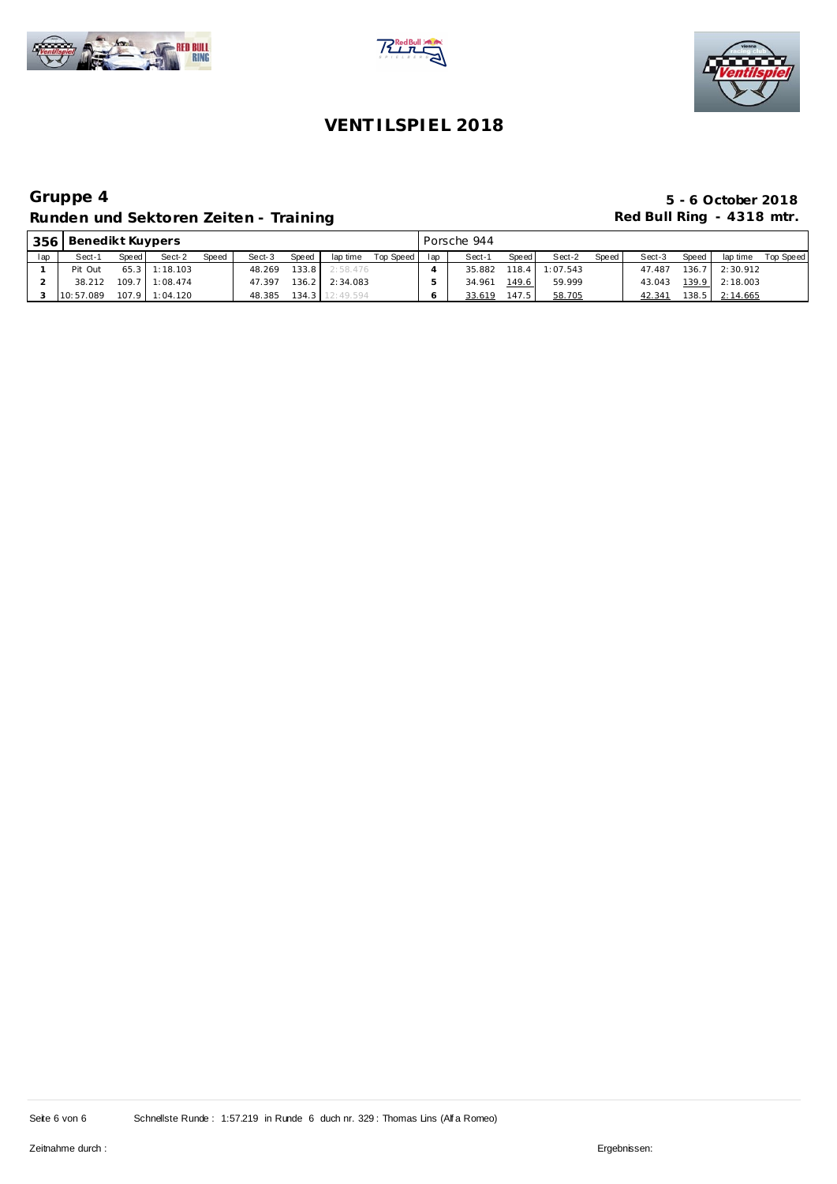# VENTILSPIEL 2018

## Gruppe 4

**Runden und Sektoren Zeiten - Training**

**5 - 6 October 2018**
**Red Bull Ring - 4318 mtr.**

| 356 | Benedikt Kuypers | | | | | | | | Porsche 944 | | | | | | | | | |
|---|---|---|---|---|---|---|---|---|---|---|---|---|---|---|---|---|---|---|
| lap | Sect-1 | Speed | Sect-2 | Speed | Sect-3 | Speed | lap time | Top Speed | lap | Sect-1 | Speed | Sect-2 | Speed | Sect-3 | Speed | lap time | Top Speed |
| 1 | Pit Out | 65.3 | 1:18.103 | | 48.269 | 133.8 | 2:58.476 | | 4 | 35.882 | 118.4 | 1:07.543 | | 47.487 | 136.7 | 2:30.912 | |
| 2 | 38.212 | 109.7 | 1:08.474 | | 47.397 | 136.2 | 2:34.083 | | 5 | 34.961 | 149.6 | 59.999 | | 43.043 | 139.9 | 2:18.003 | |
| 3 | 10:57.089 | 107.9 | 1:04.120 | | 48.385 | 134.3 | 12:49.594 | | 6 | 33.619 | 147.5 | 58.705 | | 42.341 | 138.5 | 2:14.665 | |

Schnellste Runde : 1:57.219 in Runde 6 duch nr. 329 : Thomas Lins (Alfa Romeo)

Zeitnahme durch :

Ergebnissen: